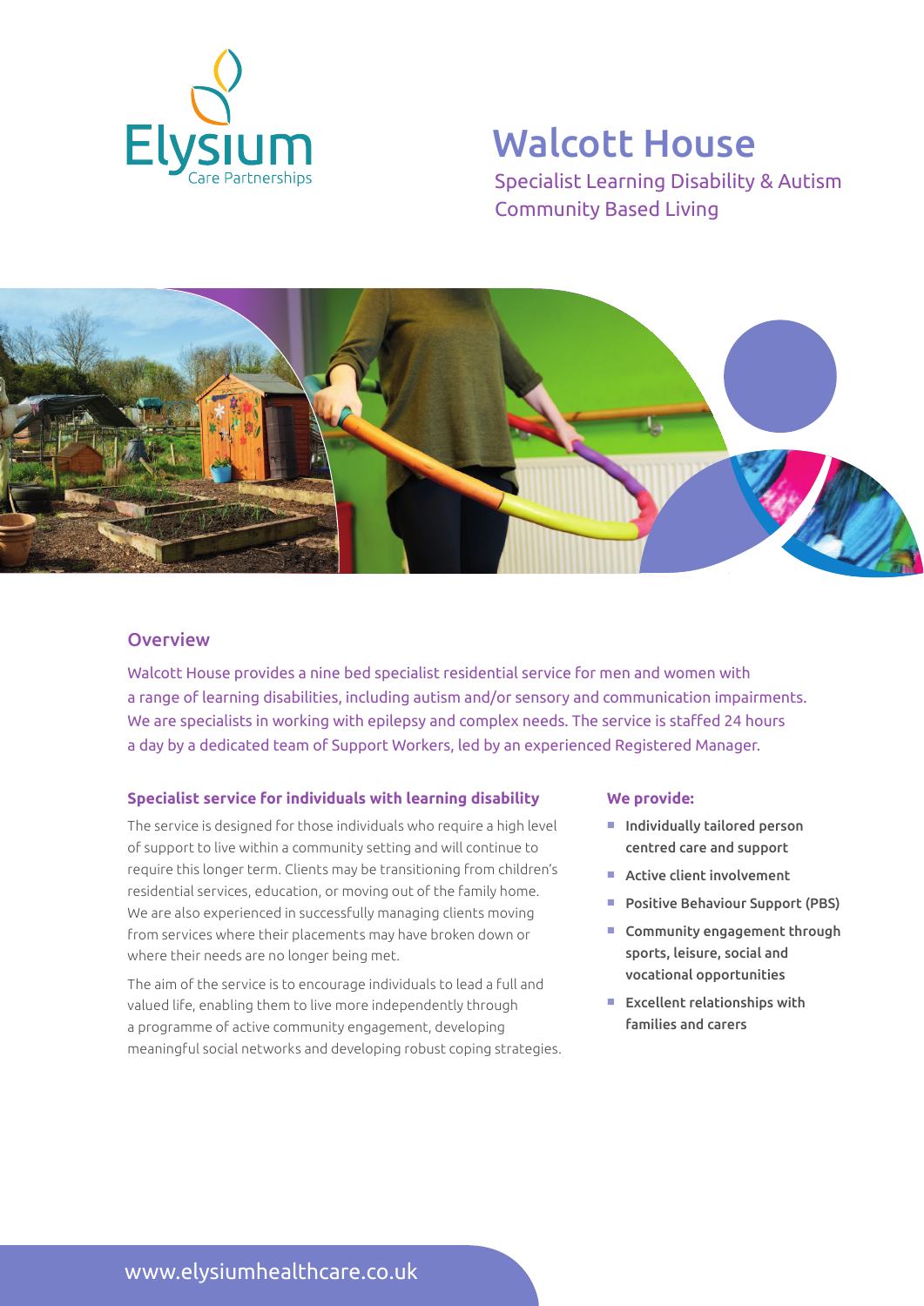Elysium
Care Partnerships

# Walcott House

Specialist Learning Disability & Autism
Community Based Living

## Overview

Walcott House provides a nine bed specialist residential service for men and women with a range of learning disabilities, including autism and/or sensory and communication impairments. We are specialists in working with epilepsy and complex needs. The service is staffed 24 hours a day by a dedicated team of Support Workers, led by an experienced Registered Manager.

### Specialist service for individuals with learning disability

The service is designed for those individuals who require a high level of support to live within a community setting and will continue to require this longer term. Clients may be transitioning from children's residential services, education, or moving out of the family home. We are also experienced in successfully managing clients moving from services where their placements may have broken down or where their needs are no longer being met.

The aim of the service is to encourage individuals to lead a full and valued life, enabling them to live more independently through a programme of active community engagement, developing meaningful social networks and developing robust coping strategies.

### We provide:

- Individually tailored person centred care and support
- Active client involvement
- Positive Behaviour Support (PBS)
- Community engagement through sports, leisure, social and vocational opportunities
- Excellent relationships with families and carers

www.elysiumhealthcare.co.uk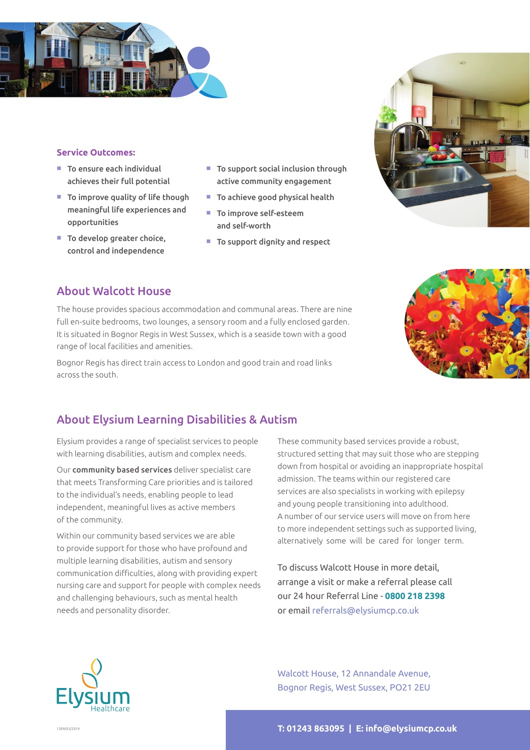**Service Outcomes:**

- To ensure each individual achieves their full potential
- To improve quality of life though meaningful life experiences and opportunities
- To develop greater choice, control and independence
- To support social inclusion through active community engagement
- To achieve good physical health
- To improve self-esteem and self-worth
- To support dignity and respect

## About Walcott House

The house provides spacious accommodation and communal areas. There are nine full en-suite bedrooms, two lounges, a sensory room and a fully enclosed garden. It is situated in Bognor Regis in West Sussex, which is a seaside town with a good range of local facilities and amenities.

Bognor Regis has direct train access to London and good train and road links across the south.

## About Elysium Learning Disabilities & Autism

Elysium provides a range of specialist services to people with learning disabilities, autism and complex needs.

Our **community based services** deliver specialist care that meets Transforming Care priorities and is tailored to the individual's needs, enabling people to lead independent, meaningful lives as active members of the community.

Within our community based services we are able to provide support for those who have profound and multiple learning disabilities, autism and sensory communication difficulties, along with providing expert nursing care and support for people with complex needs and challenging behaviours, such as mental health needs and personality disorder.

These community based services provide a robust, structured setting that may suit those who are stepping down from hospital or avoiding an inappropriate hospital admission. The teams within our registered care services are also specialists in working with epilepsy and young people transitioning into adulthood. A number of our service users will move on from here to more independent settings such as supported living, alternatively some will be cared for longer term.

To discuss Walcott House in more detail, arrange a visit or make a referral please call our 24 hour Referral Line - **0800 218 2398** or email referrals@elysiumcp.co.uk

Elysium Healthcare

Walcott House, 12 Annandale Avenue,
Bognor Regis, West Sussex, PO21 2EU

1309/03/2019

**T: 01243 863095 | E: info@elysiumcp.co.uk**